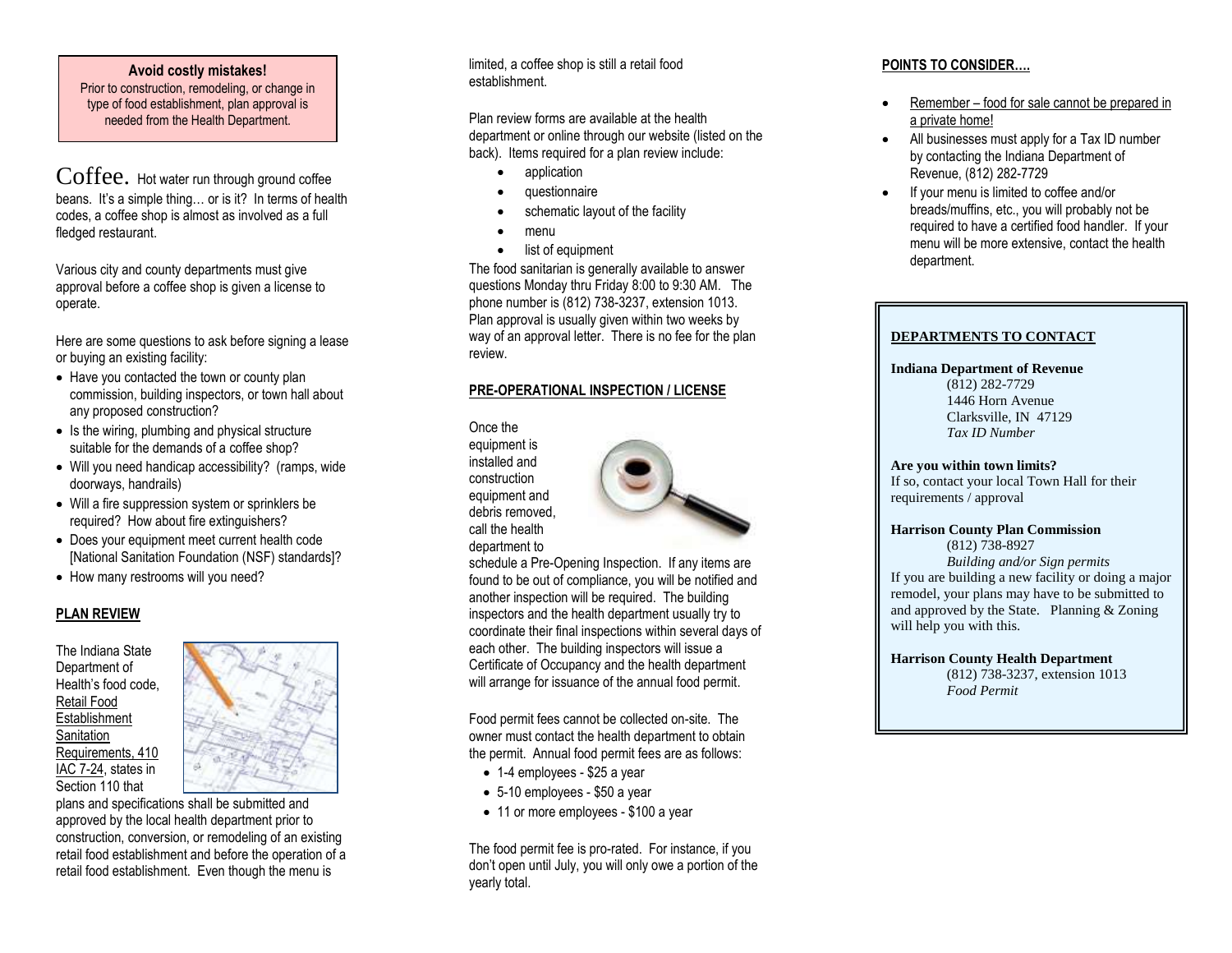**Avoid costly mistakes!**
Prior to construction, remodeling, or change in type of food establishment, plan approval is needed from the Health Department.

Coffee. Hot water run through ground coffee beans. It's a simple thing… or is it? In terms of health codes, a coffee shop is almost as involved as a full fledged restaurant.

Various city and county departments must give approval before a coffee shop is given a license to operate.

Here are some questions to ask before signing a lease or buying an existing facility:

- Have you contacted the town or county plan commission, building inspectors, or town hall about any proposed construction?
- Is the wiring, plumbing and physical structure suitable for the demands of a coffee shop?
- Will you need handicap accessibility? (ramps, wide doorways, handrails)
- Will a fire suppression system or sprinklers be required? How about fire extinguishers?
- Does your equipment meet current health code [National Sanitation Foundation (NSF) standards]?
- How many restrooms will you need?

## PLAN REVIEW

The Indiana State Department of Health's food code, Retail Food Establishment Sanitation Requirements, 410 IAC 7-24, states in Section 110 that plans and specifications shall be submitted and approved by the local health department prior to construction, conversion, or remodeling of an existing retail food establishment and before the operation of a retail food establishment. Even though the menu is limited, a coffee shop is still a retail food establishment.

Plan review forms are available at the health department or online through our website (listed on the back). Items required for a plan review include:

- application
- questionnaire
- schematic layout of the facility
- menu
- list of equipment

The food sanitarian is generally available to answer questions Monday thru Friday 8:00 to 9:30 AM. The phone number is (812) 738-3237, extension 1013. Plan approval is usually given within two weeks by way of an approval letter. There is no fee for the plan review.

## PRE-OPERATIONAL INSPECTION / LICENSE

Once the equipment is installed and construction equipment and debris removed, call the health department to schedule a Pre-Opening Inspection. If any items are found to be out of compliance, you will be notified and another inspection will be required. The building inspectors and the health department usually try to coordinate their final inspections within several days of each other. The building inspectors will issue a Certificate of Occupancy and the health department will arrange for issuance of the annual food permit.

Food permit fees cannot be collected on-site. The owner must contact the health department to obtain the permit. Annual food permit fees are as follows:

- 1-4 employees - $25 a year
- 5-10 employees - $50 a year
- 11 or more employees - $100 a year

The food permit fee is pro-rated. For instance, if you don't open until July, you will only owe a portion of the yearly total.

## POINTS TO CONSIDER….

- Remember – food for sale cannot be prepared in a private home!
- All businesses must apply for a Tax ID number by contacting the Indiana Department of Revenue, (812) 282-7729
- If your menu is limited to coffee and/or breads/muffins, etc., you will probably not be required to have a certified food handler. If your menu will be more extensive, contact the health department.

## DEPARTMENTS TO CONTACT

**Indiana Department of Revenue**
(812) 282-7729
1446 Horn Avenue
Clarksville, IN 47129
*Tax ID Number*

**Are you within town limits?**
If so, contact your local Town Hall for their requirements / approval

**Harrison County Plan Commission**
(812) 738-8927
*Building and/or Sign permits*
If you are building a new facility or doing a major remodel, your plans may have to be submitted to and approved by the State. Planning & Zoning will help you with this.

**Harrison County Health Department**
(812) 738-3237, extension 1013
*Food Permit*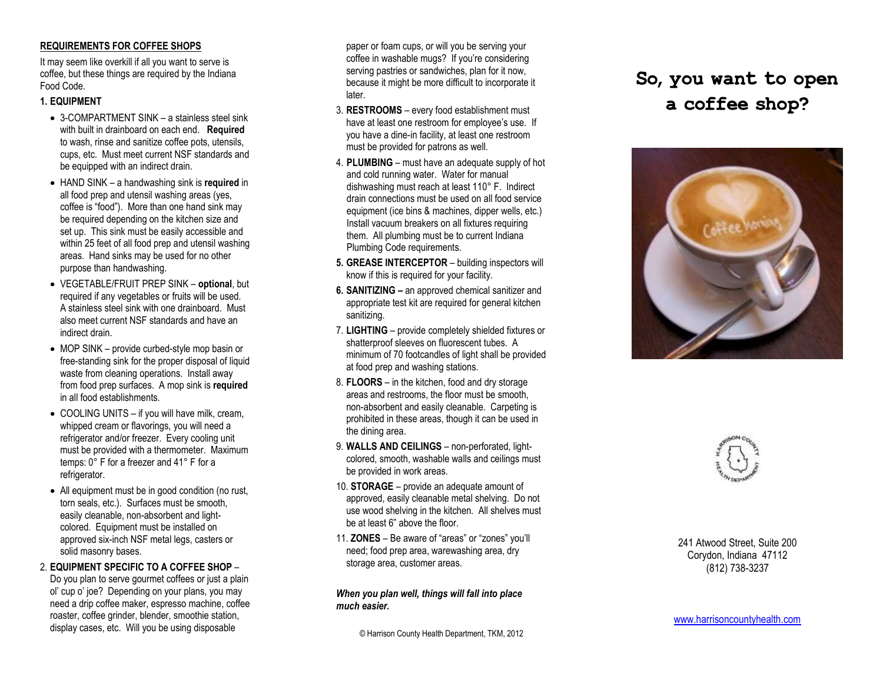## REQUIREMENTS FOR COFFEE SHOPS

It may seem like overkill if all you want to serve is coffee, but these things are required by the Indiana Food Code.

### 1. EQUIPMENT

- 3-COMPARTMENT SINK – a stainless steel sink with built in drainboard on each end. **Required** to wash, rinse and sanitize coffee pots, utensils, cups, etc. Must meet current NSF standards and be equipped with an indirect drain.
- HAND SINK – a handwashing sink is **required** in all food prep and utensil washing areas (yes, coffee is "food"). More than one hand sink may be required depending on the kitchen size and set up. This sink must be easily accessible and within 25 feet of all food prep and utensil washing areas. Hand sinks may be used for no other purpose than handwashing.
- VEGETABLE/FRUIT PREP SINK – **optional**, but required if any vegetables or fruits will be used. A stainless steel sink with one drainboard. Must also meet current NSF standards and have an indirect drain.
- MOP SINK – provide curbed-style mop basin or free-standing sink for the proper disposal of liquid waste from cleaning operations. Install away from food prep surfaces. A mop sink is **required** in all food establishments.
- COOLING UNITS – if you will have milk, cream, whipped cream or flavorings, you will need a refrigerator and/or freezer. Every cooling unit must be provided with a thermometer. Maximum temps: 0° F for a freezer and 41° F for a refrigerator.
- All equipment must be in good condition (no rust, torn seals, etc.). Surfaces must be smooth, easily cleanable, non-absorbent and light-colored. Equipment must be installed on approved six-inch NSF metal legs, casters or solid masonry bases.

2. **EQUIPMENT SPECIFIC TO A COFFEE SHOP** – Do you plan to serve gourmet coffees or just a plain ol' cup o' joe? Depending on your plans, you may need a drip coffee maker, espresso machine, coffee roaster, coffee grinder, blender, smoothie station, display cases, etc. Will you be using disposable paper or foam cups, or will you be serving your coffee in washable mugs? If you're considering serving pastries or sandwiches, plan for it now, because it might be more difficult to incorporate it later.
3. **RESTROOMS** – every food establishment must have at least one restroom for employee's use. If you have a dine-in facility, at least one restroom must be provided for patrons as well.
4. **PLUMBING** – must have an adequate supply of hot and cold running water. Water for manual dishwashing must reach at least 110° F. Indirect drain connections must be used on all food service equipment (ice bins & machines, dipper wells, etc.) Install vacuum breakers on all fixtures requiring them. All plumbing must be to current Indiana Plumbing Code requirements.
5. **GREASE INTERCEPTOR** – building inspectors will know if this is required for your facility.
6. **SANITIZING –** an approved chemical sanitizer and appropriate test kit are required for general kitchen sanitizing.
7. **LIGHTING** – provide completely shielded fixtures or shatterproof sleeves on fluorescent tubes. A minimum of 70 footcandles of light shall be provided at food prep and washing stations.
8. **FLOORS** – in the kitchen, food and dry storage areas and restrooms, the floor must be smooth, non-absorbent and easily cleanable. Carpeting is prohibited in these areas, though it can be used in the dining area.
9. **WALLS AND CEILINGS** – non-perforated, light-colored, smooth, washable walls and ceilings must be provided in work areas.
10. **STORAGE** – provide an adequate amount of approved, easily cleanable metal shelving. Do not use wood shelving in the kitchen. All shelves must be at least 6" above the floor.
11. **ZONES** – Be aware of "areas" or "zones" you'll need; food prep area, warewashing area, dry storage area, customer areas.

***When you plan well, things will fall into place much easier.***

© Harrison County Health Department, TKM, 2012

# So, you want to open a coffee shop?

241 Atwood Street, Suite 200
Corydon, Indiana 47112
(812) 738-3237

www.harrisoncountyhealth.com